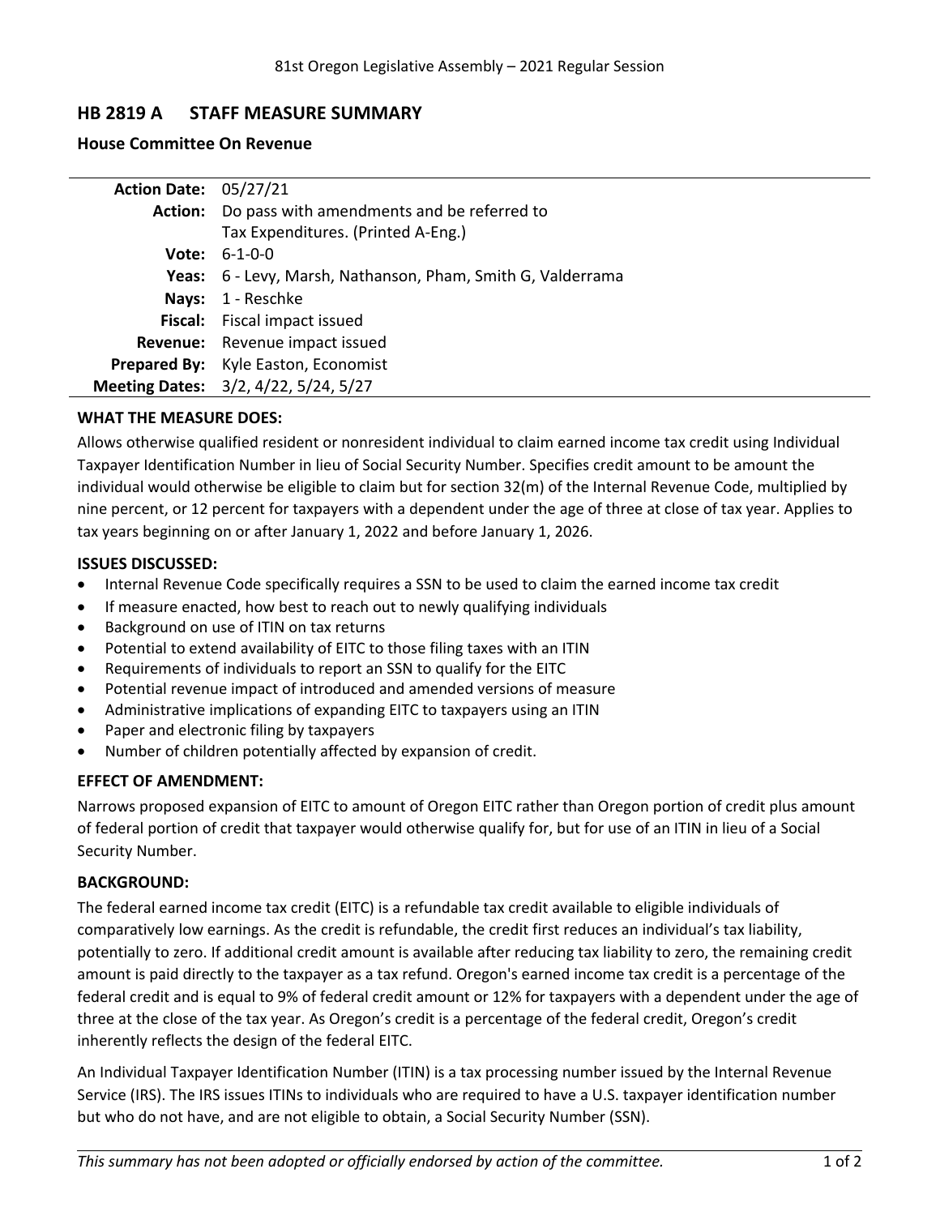81st Oregon Legislative Assembly – 2021 Regular Session

## HB 2819 A STAFF MEASURE SUMMARY

### House Committee On Revenue

| | |
|---|---|
| **Action Date:** | 05/27/21 |
| **Action:** | Do pass with amendments and be referred to Tax Expenditures. (Printed A-Eng.) |
| **Vote:** | 6-1-0-0 |
| **Yeas:** | 6 - Levy, Marsh, Nathanson, Pham, Smith G, Valderrama |
| **Nays:** | 1 - Reschke |
| **Fiscal:** | Fiscal impact issued |
| **Revenue:** | Revenue impact issued |
| **Prepared By:** | Kyle Easton, Economist |
| **Meeting Dates:** | 3/2, 4/22, 5/24, 5/27 |

**WHAT THE MEASURE DOES:**

Allows otherwise qualified resident or nonresident individual to claim earned income tax credit using Individual Taxpayer Identification Number in lieu of Social Security Number. Specifies credit amount to be amount the individual would otherwise be eligible to claim but for section 32(m) of the Internal Revenue Code, multiplied by nine percent, or 12 percent for taxpayers with a dependent under the age of three at close of tax year. Applies to tax years beginning on or after January 1, 2022 and before January 1, 2026.

**ISSUES DISCUSSED:**

- Internal Revenue Code specifically requires a SSN to be used to claim the earned income tax credit
- If measure enacted, how best to reach out to newly qualifying individuals
- Background on use of ITIN on tax returns
- Potential to extend availability of EITC to those filing taxes with an ITIN
- Requirements of individuals to report an SSN to qualify for the EITC
- Potential revenue impact of introduced and amended versions of measure
- Administrative implications of expanding EITC to taxpayers using an ITIN
- Paper and electronic filing by taxpayers
- Number of children potentially affected by expansion of credit.

**EFFECT OF AMENDMENT:**

Narrows proposed expansion of EITC to amount of Oregon EITC rather than Oregon portion of credit plus amount of federal portion of credit that taxpayer would otherwise qualify for, but for use of an ITIN in lieu of a Social Security Number.

**BACKGROUND:**

The federal earned income tax credit (EITC) is a refundable tax credit available to eligible individuals of comparatively low earnings. As the credit is refundable, the credit first reduces an individual's tax liability, potentially to zero. If additional credit amount is available after reducing tax liability to zero, the remaining credit amount is paid directly to the taxpayer as a tax refund. Oregon's earned income tax credit is a percentage of the federal credit and is equal to 9% of federal credit amount or 12% for taxpayers with a dependent under the age of three at the close of the tax year. As Oregon's credit is a percentage of the federal credit, Oregon's credit inherently reflects the design of the federal EITC.

An Individual Taxpayer Identification Number (ITIN) is a tax processing number issued by the Internal Revenue Service (IRS). The IRS issues ITINs to individuals who are required to have a U.S. taxpayer identification number but who do not have, and are not eligible to obtain, a Social Security Number (SSN).

*This summary has not been adopted or officially endorsed by action of the committee.*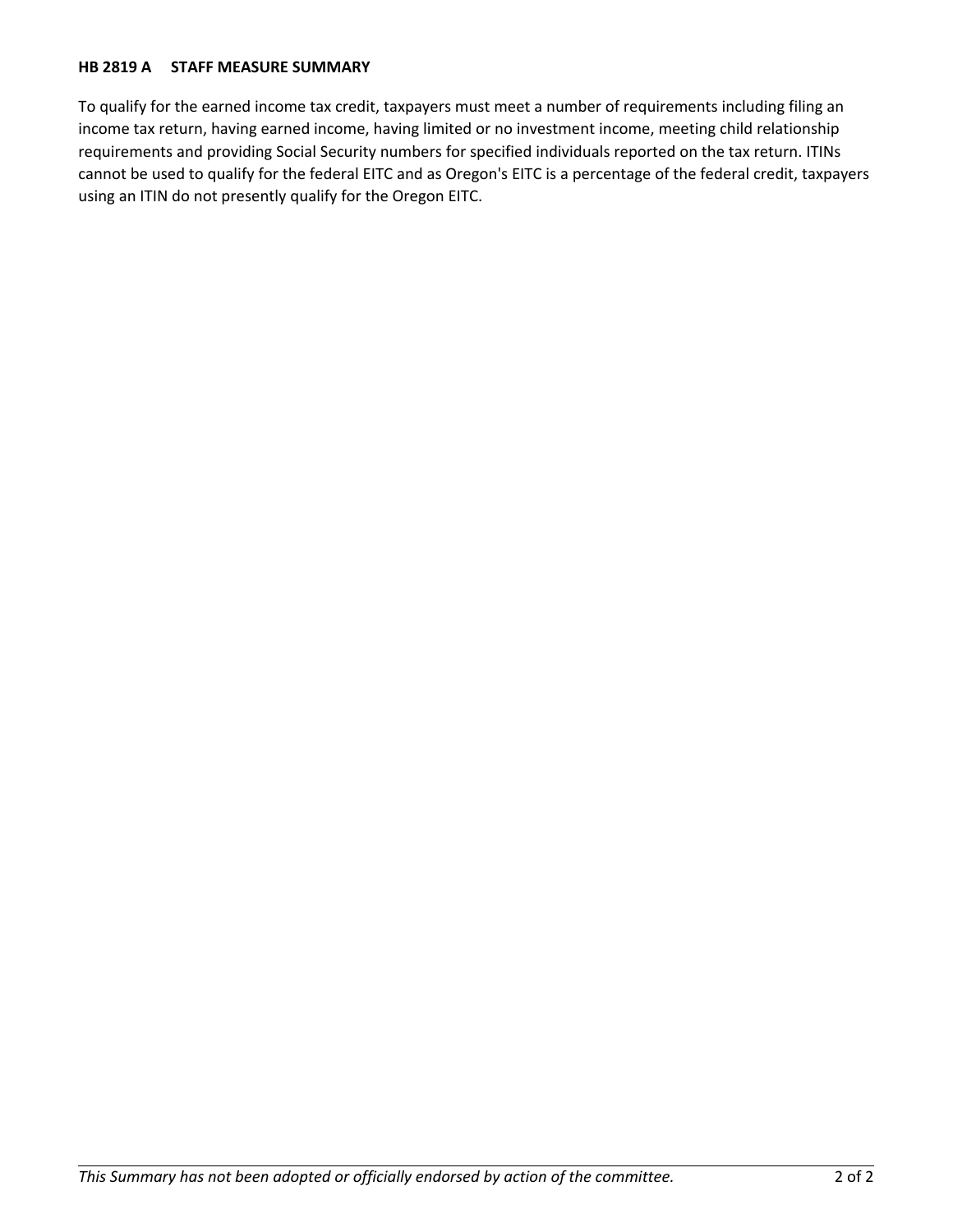**HB 2819 A STAFF MEASURE SUMMARY**

To qualify for the earned income tax credit, taxpayers must meet a number of requirements including filing an income tax return, having earned income, having limited or no investment income, meeting child relationship requirements and providing Social Security numbers for specified individuals reported on the tax return. ITINs cannot be used to qualify for the federal EITC and as Oregon's EITC is a percentage of the federal credit, taxpayers using an ITIN do not presently qualify for the Oregon EITC.

*This Summary has not been adopted or officially endorsed by action of the committee.*